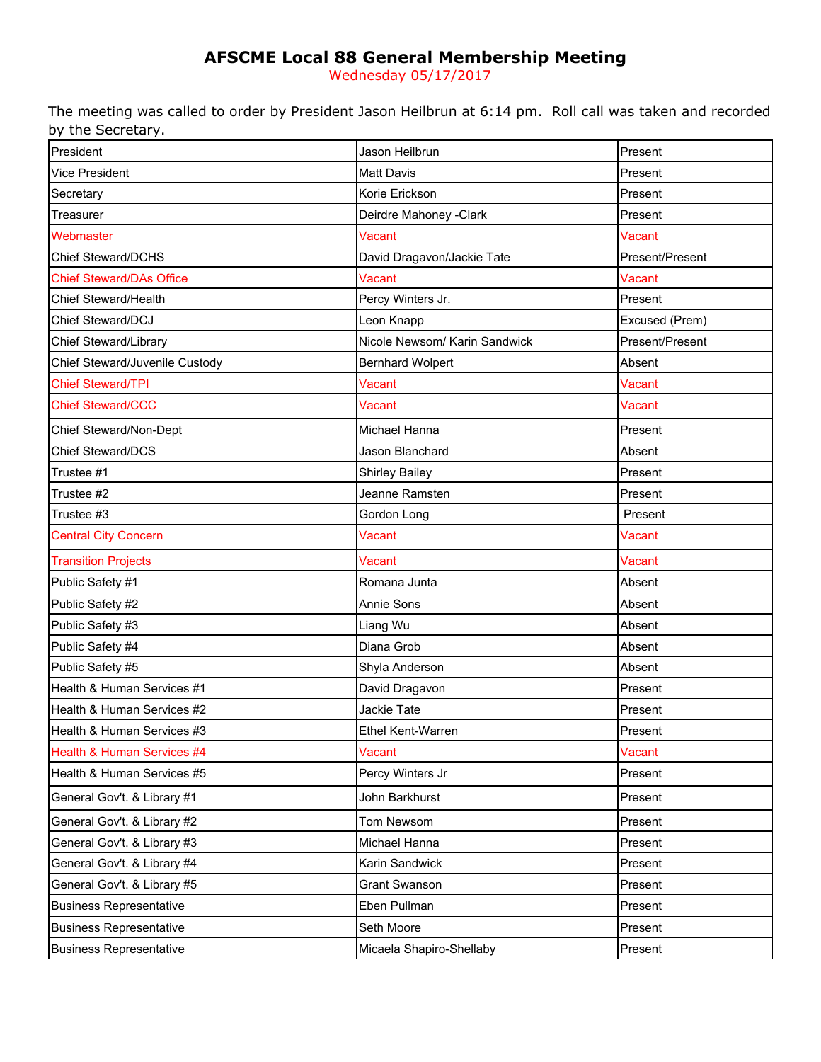# AFSCME Local 88 General Membership Meeting

Wednesday 05/17/2017

The meeting was called to order by President Jason Heilbrun at 6:14 pm. Roll call was taken and recorded by the Secretary.

| | | |
|---|---|---|
| President | Jason Heilbrun | Present |
| Vice President | Matt Davis | Present |
| Secretary | Korie Erickson | Present |
| Treasurer | Deirdre Mahoney -Clark | Present |
| Webmaster | Vacant | Vacant |
| Chief Steward/DCHS | David Dragavon/Jackie Tate | Present/Present |
| Chief Steward/DAs Office | Vacant | Vacant |
| Chief Steward/Health | Percy Winters Jr. | Present |
| Chief Steward/DCJ | Leon Knapp | Excused (Prem) |
| Chief Steward/Library | Nicole Newsom/ Karin Sandwick | Present/Present |
| Chief Steward/Juvenile Custody | Bernhard Wolpert | Absent |
| Chief Steward/TPI | Vacant | Vacant |
| Chief Steward/CCC | Vacant | Vacant |
| Chief Steward/Non-Dept | Michael Hanna | Present |
| Chief Steward/DCS | Jason Blanchard | Absent |
| Trustee #1 | Shirley Bailey | Present |
| Trustee #2 | Jeanne Ramsten | Present |
| Trustee #3 | Gordon Long | Present |
| Central City Concern | Vacant | Vacant |
| Transition Projects | Vacant | Vacant |
| Public Safety #1 | Romana Junta | Absent |
| Public Safety #2 | Annie Sons | Absent |
| Public Safety #3 | Liang Wu | Absent |
| Public Safety #4 | Diana Grob | Absent |
| Public Safety #5 | Shyla Anderson | Absent |
| Health & Human Services #1 | David Dragavon | Present |
| Health & Human Services #2 | Jackie Tate | Present |
| Health & Human Services #3 | Ethel Kent-Warren | Present |
| Health & Human Services #4 | Vacant | Vacant |
| Health & Human Services #5 | Percy Winters Jr | Present |
| General Gov't. & Library #1 | John Barkhurst | Present |
| General Gov't. & Library #2 | Tom Newsom | Present |
| General Gov't. & Library #3 | Michael Hanna | Present |
| General Gov't. & Library #4 | Karin Sandwick | Present |
| General Gov't. & Library #5 | Grant Swanson | Present |
| Business Representative | Eben Pullman | Present |
| Business Representative | Seth Moore | Present |
| Business Representative | Micaela Shapiro-Shellaby | Present |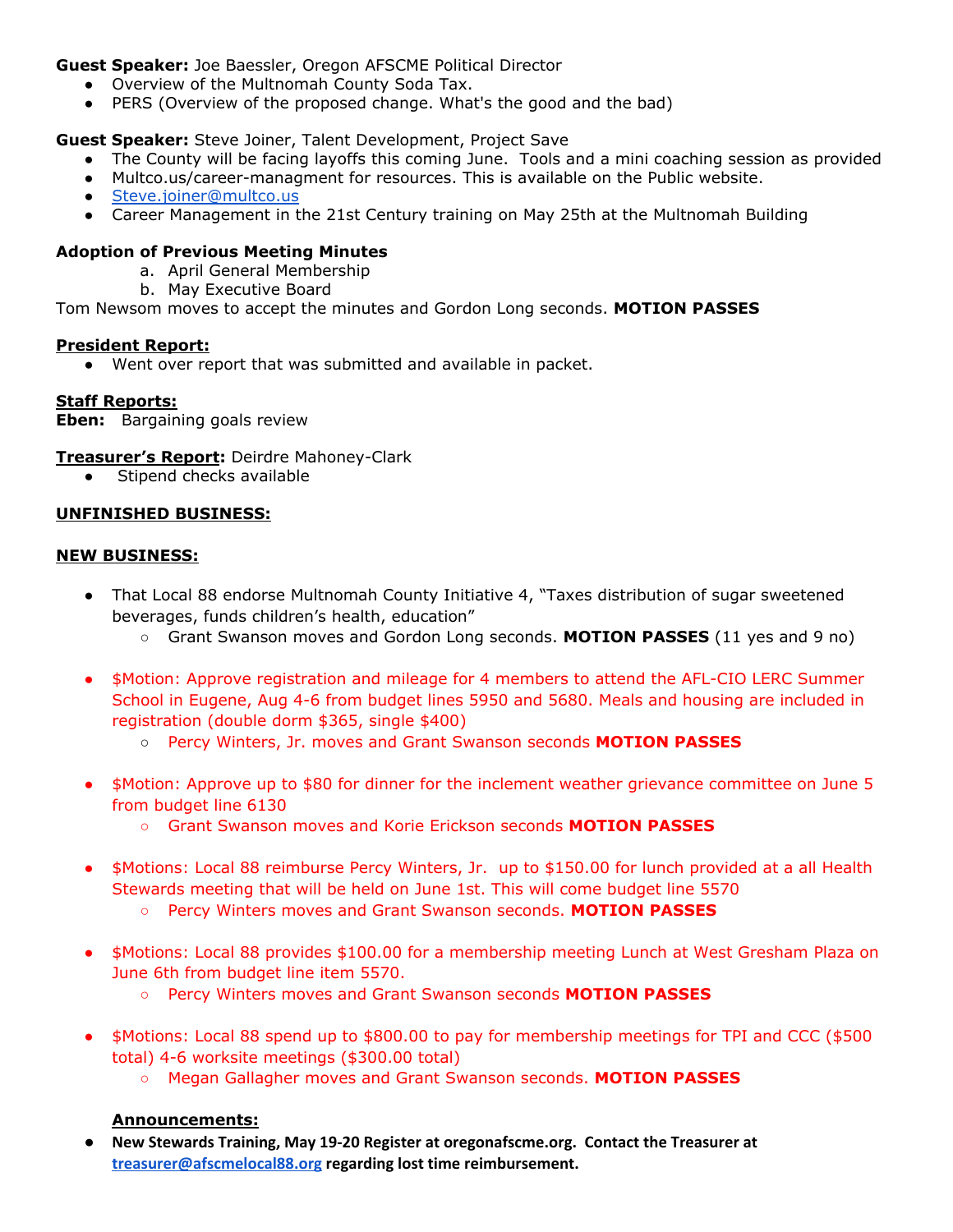**Guest Speaker:** Joe Baessler, Oregon AFSCME Political Director

- Overview of the Multnomah County Soda Tax.
- PERS (Overview of the proposed change. What's the good and the bad)

**Guest Speaker:** Steve Joiner, Talent Development, Project Save

- The County will be facing layoffs this coming June. Tools and a mini coaching session as provided
- Multco.us/career-managment for resources. This is available on the Public website.
- Steve.joiner@multco.us
- Career Management in the 21st Century training on May 25th at the Multnomah Building

**Adoption of Previous Meeting Minutes**

a. April General Membership
b. May Executive Board

Tom Newsom moves to accept the minutes and Gordon Long seconds. **MOTION PASSES**

**President Report:**

- Went over report that was submitted and available in packet.

**Staff Reports:**

**Eben:** Bargaining goals review

**Treasurer's Report:** Deirdre Mahoney-Clark

- Stipend checks available

**UNFINISHED BUSINESS:**

**NEW BUSINESS:**

- That Local 88 endorse Multnomah County Initiative 4, "Taxes distribution of sugar sweetened beverages, funds children's health, education"
  - Grant Swanson moves and Gordon Long seconds. **MOTION PASSES** (11 yes and 9 no)

- $Motion: Approve registration and mileage for 4 members to attend the AFL-CIO LERC Summer School in Eugene, Aug 4-6 from budget lines 5950 and 5680. Meals and housing are included in registration (double dorm $365, single $400)
  - Percy Winters, Jr. moves and Grant Swanson seconds **MOTION PASSES**

- $Motion: Approve up to $80 for dinner for the inclement weather grievance committee on June 5 from budget line 6130
  - Grant Swanson moves and Korie Erickson seconds **MOTION PASSES**

- $Motions: Local 88 reimburse Percy Winters, Jr. up to $150.00 for lunch provided at a all Health Stewards meeting that will be held on June 1st. This will come budget line 5570
  - Percy Winters moves and Grant Swanson seconds. **MOTION PASSES**

- $Motions: Local 88 provides $100.00 for a membership meeting Lunch at West Gresham Plaza on June 6th from budget line item 5570.
  - Percy Winters moves and Grant Swanson seconds **MOTION PASSES**

- $Motions: Local 88 spend up to $800.00 to pay for membership meetings for TPI and CCC ($500 total) 4-6 worksite meetings ($300.00 total)
  - Megan Gallagher moves and Grant Swanson seconds. **MOTION PASSES**

**Announcements:**

- **New Stewards Training, May 19-20 Register at oregonafscme.org. Contact the Treasurer at treasurer@afscmelocal88.org regarding lost time reimbursement.**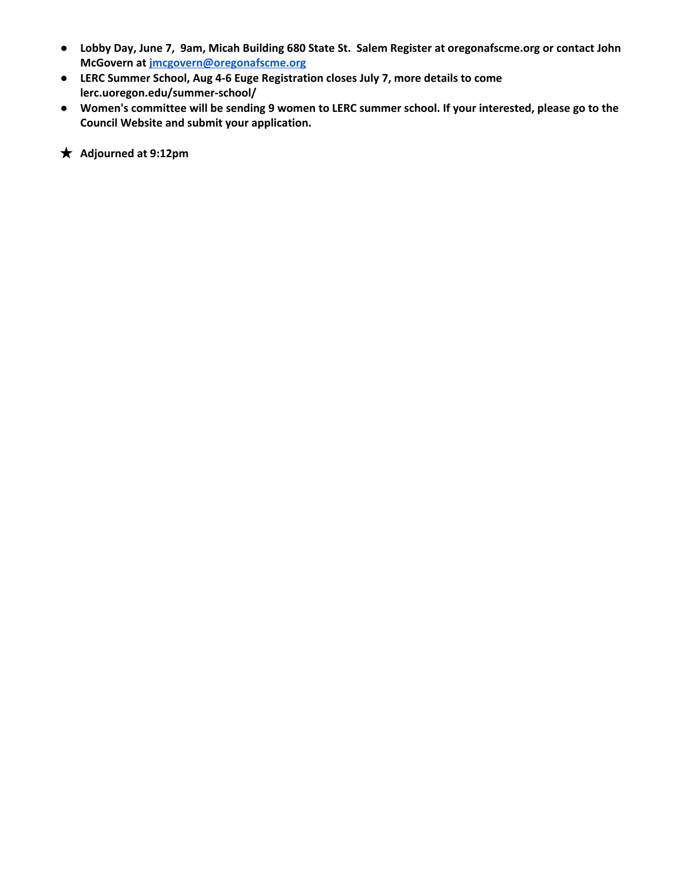- **Lobby Day, June 7, 9am, Micah Building 680 State St. Salem Register at oregonafscme.org or contact John McGovern at [jmcgovern@oregonafscme.org](mailto:jmcgovern@oregonafscme.org)**
- **LERC Summer School, Aug 4-6 Euge Registration closes July 7, more details to come lerc.uoregon.edu/summer-school/**
- **Women's committee will be sending 9 women to LERC summer school. If your interested, please go to the Council Website and submit your application.**

★ **Adjourned at 9:12pm**